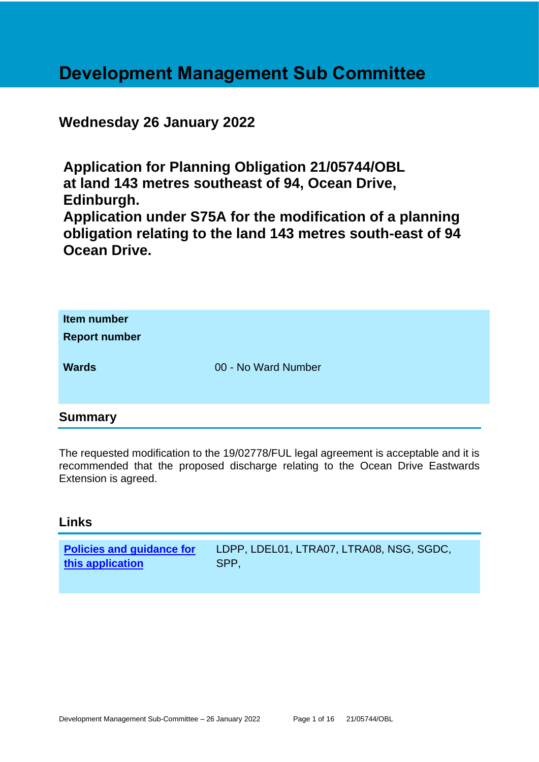# Development Management Sub Committee

## Wednesday 26 January 2022

## Application for Planning Obligation 21/05744/OBL at land 143 metres southeast of 94, Ocean Drive, Edinburgh.
## Application under S75A for the modification of a planning obligation relating to the land 143 metres south-east of 94 Ocean Drive.

| | |
|---|---|
| **Item number** | |
| **Report number** | |
| **Wards** | 00 - No Ward Number |

## Summary

The requested modification to the 19/02778/FUL legal agreement is acceptable and it is recommended that the proposed discharge relating to the Ocean Drive Eastwards Extension is agreed.

## Links

| | |
|---|---|
| **Policies and guidance for this application** | LDPP, LDEL01, LTRA07, LTRA08, NSG, SGDC, SPP, |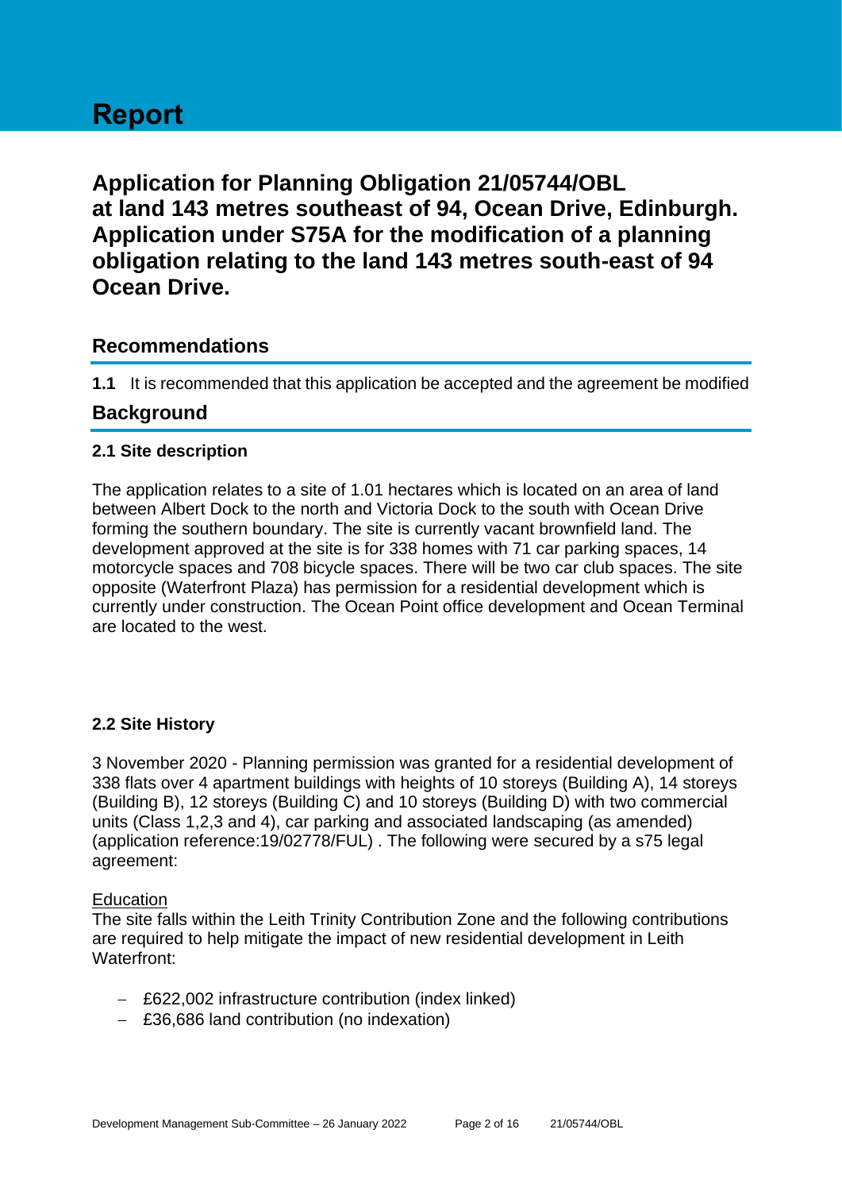# Report

## Application for Planning Obligation 21/05744/OBL at land 143 metres southeast of 94, Ocean Drive, Edinburgh. Application under S75A for the modification of a planning obligation relating to the land 143 metres south-east of 94 Ocean Drive.

## Recommendations

**1.1** It is recommended that this application be accepted and the agreement be modified

## Background

### 2.1 Site description

The application relates to a site of 1.01 hectares which is located on an area of land between Albert Dock to the north and Victoria Dock to the south with Ocean Drive forming the southern boundary. The site is currently vacant brownfield land. The development approved at the site is for 338 homes with 71 car parking spaces, 14 motorcycle spaces and 708 bicycle spaces. There will be two car club spaces. The site opposite (Waterfront Plaza) has permission for a residential development which is currently under construction. The Ocean Point office development and Ocean Terminal are located to the west.

### 2.2 Site History

3 November 2020 - Planning permission was granted for a residential development of 338 flats over 4 apartment buildings with heights of 10 storeys (Building A), 14 storeys (Building B), 12 storeys (Building C) and 10 storeys (Building D) with two commercial units (Class 1,2,3 and 4), car parking and associated landscaping (as amended) (application reference:19/02778/FUL) . The following were secured by a s75 legal agreement:

Education

The site falls within the Leith Trinity Contribution Zone and the following contributions are required to help mitigate the impact of new residential development in Leith Waterfront:

- £622,002 infrastructure contribution (index linked)
- £36,686 land contribution (no indexation)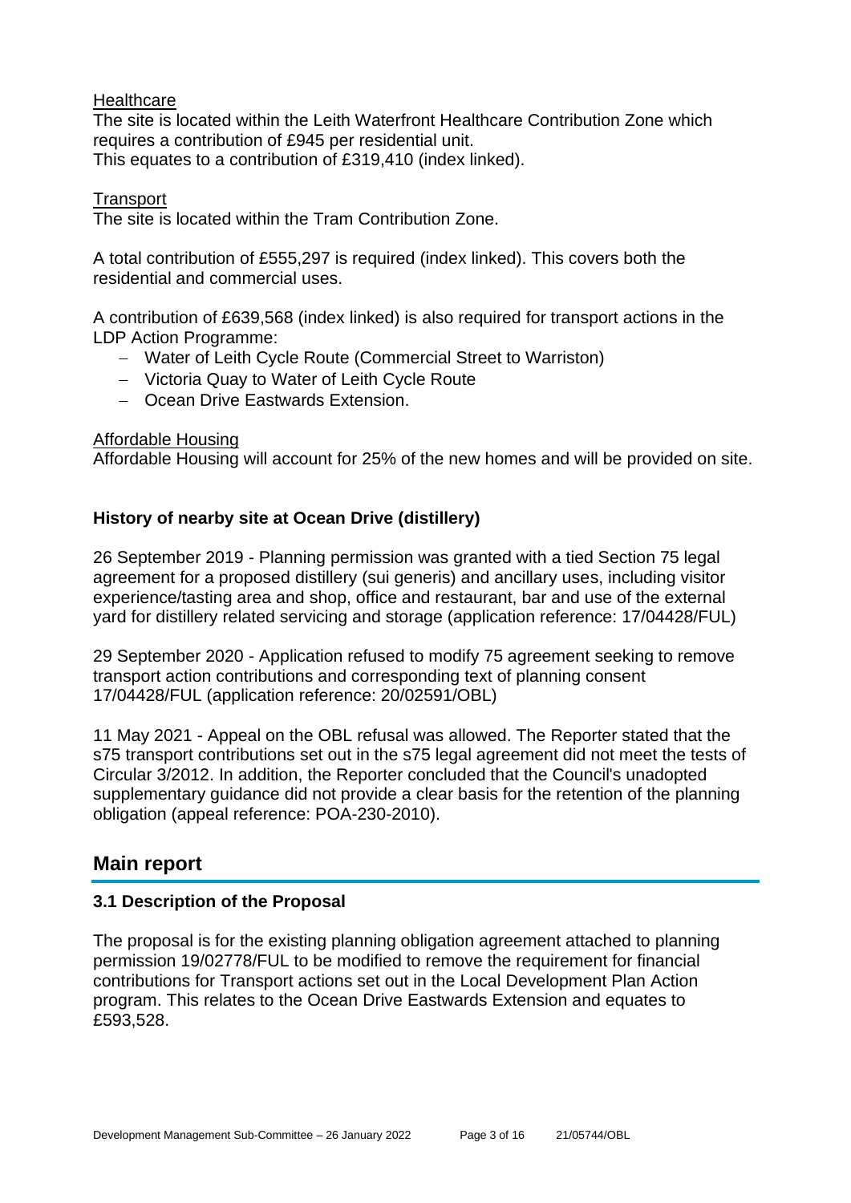Healthcare

The site is located within the Leith Waterfront Healthcare Contribution Zone which requires a contribution of £945 per residential unit.
This equates to a contribution of £319,410 (index linked).

Transport

The site is located within the Tram Contribution Zone.

A total contribution of £555,297 is required (index linked). This covers both the residential and commercial uses.

A contribution of £639,568 (index linked) is also required for transport actions in the LDP Action Programme:

- Water of Leith Cycle Route (Commercial Street to Warriston)
- Victoria Quay to Water of Leith Cycle Route
- Ocean Drive Eastwards Extension.

Affordable Housing

Affordable Housing will account for 25% of the new homes and will be provided on site.

**History of nearby site at Ocean Drive (distillery)**

26 September 2019 - Planning permission was granted with a tied Section 75 legal agreement for a proposed distillery (sui generis) and ancillary uses, including visitor experience/tasting area and shop, office and restaurant, bar and use of the external yard for distillery related servicing and storage (application reference: 17/04428/FUL)

29 September 2020 - Application refused to modify 75 agreement seeking to remove transport action contributions and corresponding text of planning consent 17/04428/FUL (application reference: 20/02591/OBL)

11 May 2021 - Appeal on the OBL refusal was allowed. The Reporter stated that the s75 transport contributions set out in the s75 legal agreement did not meet the tests of Circular 3/2012. In addition, the Reporter concluded that the Council's unadopted supplementary guidance did not provide a clear basis for the retention of the planning obligation (appeal reference: POA-230-2010).

## Main report

### 3.1 Description of the Proposal

The proposal is for the existing planning obligation agreement attached to planning permission 19/02778/FUL to be modified to remove the requirement for financial contributions for Transport actions set out in the Local Development Plan Action program. This relates to the Ocean Drive Eastwards Extension and equates to £593,528.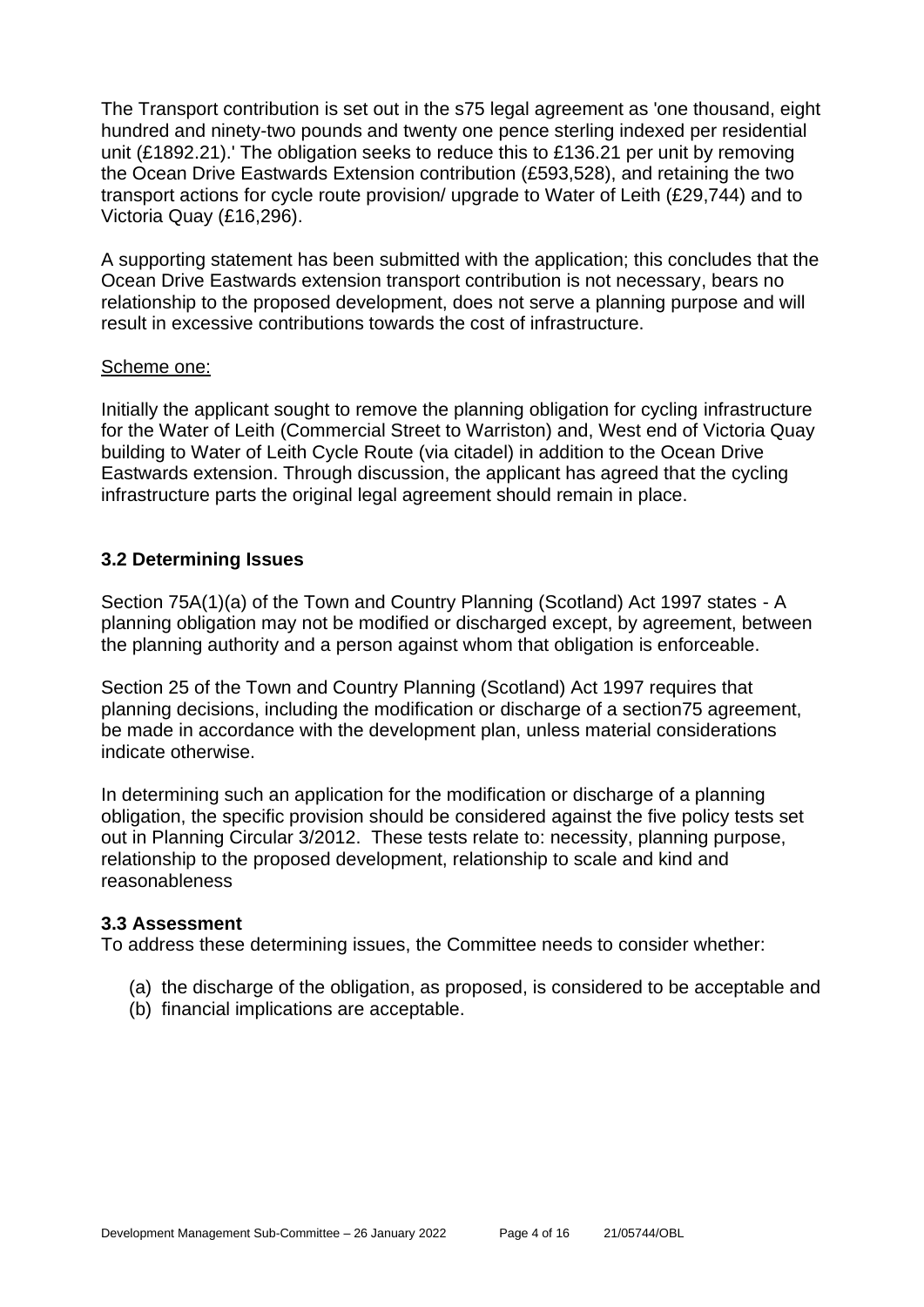The Transport contribution is set out in the s75 legal agreement as 'one thousand, eight hundred and ninety-two pounds and twenty one pence sterling indexed per residential unit (£1892.21).' The obligation seeks to reduce this to £136.21 per unit by removing the Ocean Drive Eastwards Extension contribution (£593,528), and retaining the two transport actions for cycle route provision/ upgrade to Water of Leith (£29,744) and to Victoria Quay (£16,296).

A supporting statement has been submitted with the application; this concludes that the Ocean Drive Eastwards extension transport contribution is not necessary, bears no relationship to the proposed development, does not serve a planning purpose and will result in excessive contributions towards the cost of infrastructure.

Scheme one:

Initially the applicant sought to remove the planning obligation for cycling infrastructure for the Water of Leith (Commercial Street to Warriston) and, West end of Victoria Quay building to Water of Leith Cycle Route (via citadel) in addition to the Ocean Drive Eastwards extension. Through discussion, the applicant has agreed that the cycling infrastructure parts the original legal agreement should remain in place.

### 3.2 Determining Issues

Section 75A(1)(a) of the Town and Country Planning (Scotland) Act 1997 states - A planning obligation may not be modified or discharged except, by agreement, between the planning authority and a person against whom that obligation is enforceable.

Section 25 of the Town and Country Planning (Scotland) Act 1997 requires that planning decisions, including the modification or discharge of a section75 agreement, be made in accordance with the development plan, unless material considerations indicate otherwise.

In determining such an application for the modification or discharge of a planning obligation, the specific provision should be considered against the five policy tests set out in Planning Circular 3/2012. These tests relate to: necessity, planning purpose, relationship to the proposed development, relationship to scale and kind and reasonableness

### 3.3 Assessment

To address these determining issues, the Committee needs to consider whether:

(a) the discharge of the obligation, as proposed, is considered to be acceptable and
(b) financial implications are acceptable.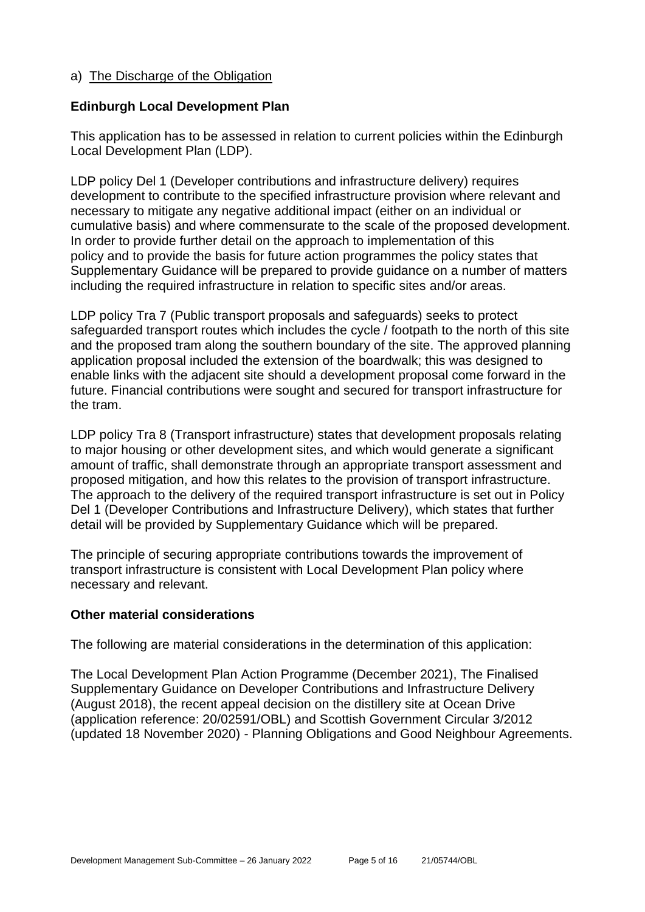a) The Discharge of the Obligation

### Edinburgh Local Development Plan

This application has to be assessed in relation to current policies within the Edinburgh Local Development Plan (LDP).

LDP policy Del 1 (Developer contributions and infrastructure delivery) requires development to contribute to the specified infrastructure provision where relevant and necessary to mitigate any negative additional impact (either on an individual or cumulative basis) and where commensurate to the scale of the proposed development. In order to provide further detail on the approach to implementation of this policy and to provide the basis for future action programmes the policy states that Supplementary Guidance will be prepared to provide guidance on a number of matters including the required infrastructure in relation to specific sites and/or areas.

LDP policy Tra 7 (Public transport proposals and safeguards) seeks to protect safeguarded transport routes which includes the cycle / footpath to the north of this site and the proposed tram along the southern boundary of the site. The approved planning application proposal included the extension of the boardwalk; this was designed to enable links with the adjacent site should a development proposal come forward in the future. Financial contributions were sought and secured for transport infrastructure for the tram.

LDP policy Tra 8 (Transport infrastructure) states that development proposals relating to major housing or other development sites, and which would generate a significant amount of traffic, shall demonstrate through an appropriate transport assessment and proposed mitigation, and how this relates to the provision of transport infrastructure. The approach to the delivery of the required transport infrastructure is set out in Policy Del 1 (Developer Contributions and Infrastructure Delivery), which states that further detail will be provided by Supplementary Guidance which will be prepared.

The principle of securing appropriate contributions towards the improvement of transport infrastructure is consistent with Local Development Plan policy where necessary and relevant.

### Other material considerations

The following are material considerations in the determination of this application:

The Local Development Plan Action Programme (December 2021), The Finalised Supplementary Guidance on Developer Contributions and Infrastructure Delivery (August 2018), the recent appeal decision on the distillery site at Ocean Drive (application reference: 20/02591/OBL) and Scottish Government Circular 3/2012 (updated 18 November 2020) - Planning Obligations and Good Neighbour Agreements.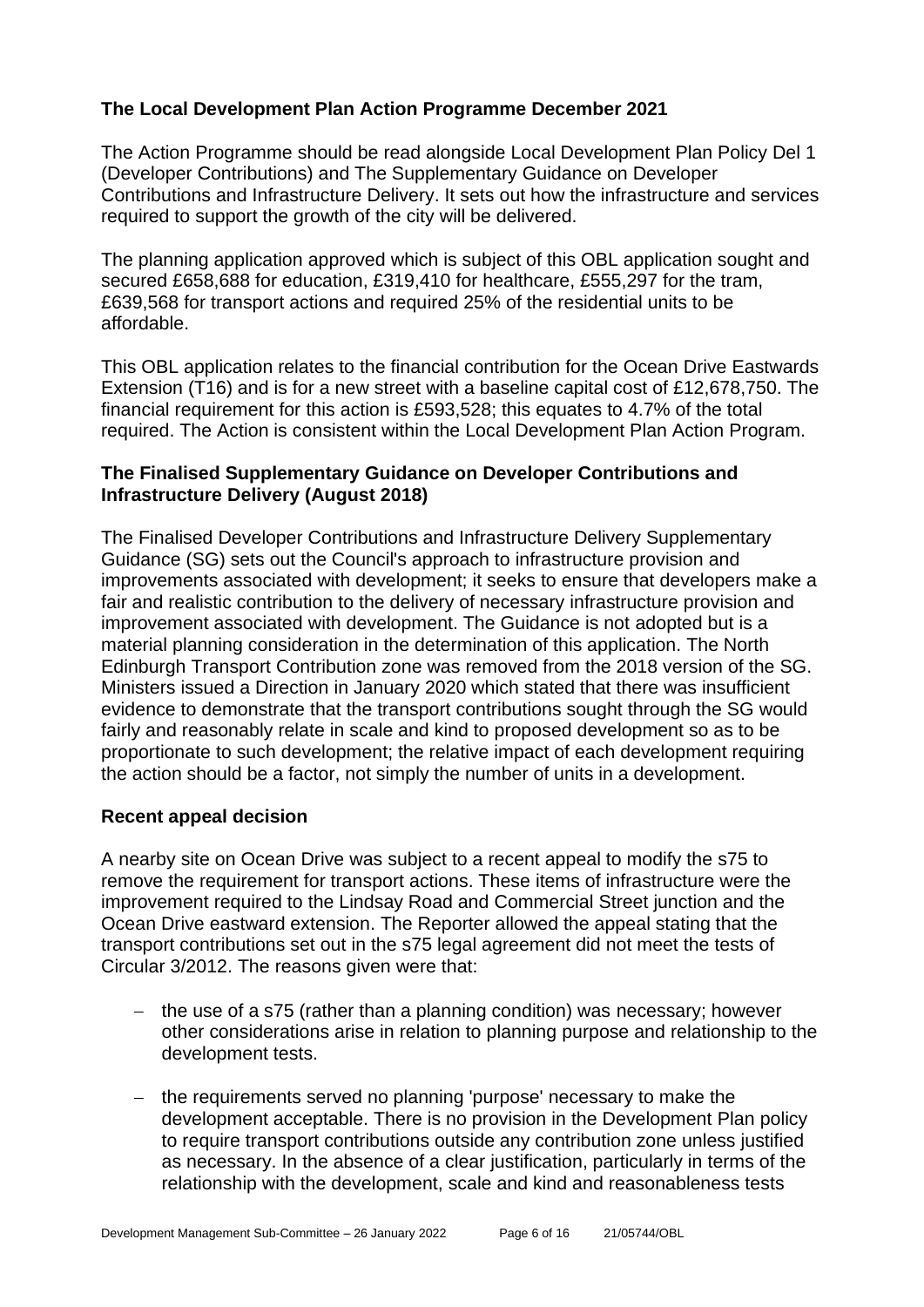### The Local Development Plan Action Programme December 2021

The Action Programme should be read alongside Local Development Plan Policy Del 1 (Developer Contributions) and The Supplementary Guidance on Developer Contributions and Infrastructure Delivery. It sets out how the infrastructure and services required to support the growth of the city will be delivered.

The planning application approved which is subject of this OBL application sought and secured £658,688 for education, £319,410 for healthcare, £555,297 for the tram, £639,568 for transport actions and required 25% of the residential units to be affordable.

This OBL application relates to the financial contribution for the Ocean Drive Eastwards Extension (T16) and is for a new street with a baseline capital cost of £12,678,750. The financial requirement for this action is £593,528; this equates to 4.7% of the total required. The Action is consistent within the Local Development Plan Action Program.

### The Finalised Supplementary Guidance on Developer Contributions and Infrastructure Delivery (August 2018)

The Finalised Developer Contributions and Infrastructure Delivery Supplementary Guidance (SG) sets out the Council's approach to infrastructure provision and improvements associated with development; it seeks to ensure that developers make a fair and realistic contribution to the delivery of necessary infrastructure provision and improvement associated with development. The Guidance is not adopted but is a material planning consideration in the determination of this application. The North Edinburgh Transport Contribution zone was removed from the 2018 version of the SG. Ministers issued a Direction in January 2020 which stated that there was insufficient evidence to demonstrate that the transport contributions sought through the SG would fairly and reasonably relate in scale and kind to proposed development so as to be proportionate to such development; the relative impact of each development requiring the action should be a factor, not simply the number of units in a development.

### Recent appeal decision

A nearby site on Ocean Drive was subject to a recent appeal to modify the s75 to remove the requirement for transport actions. These items of infrastructure were the improvement required to the Lindsay Road and Commercial Street junction and the Ocean Drive eastward extension. The Reporter allowed the appeal stating that the transport contributions set out in the s75 legal agreement did not meet the tests of Circular 3/2012. The reasons given were that:

- the use of a s75 (rather than a planning condition) was necessary; however other considerations arise in relation to planning purpose and relationship to the development tests.
- the requirements served no planning 'purpose' necessary to make the development acceptable. There is no provision in the Development Plan policy to require transport contributions outside any contribution zone unless justified as necessary. In the absence of a clear justification, particularly in terms of the relationship with the development, scale and kind and reasonableness tests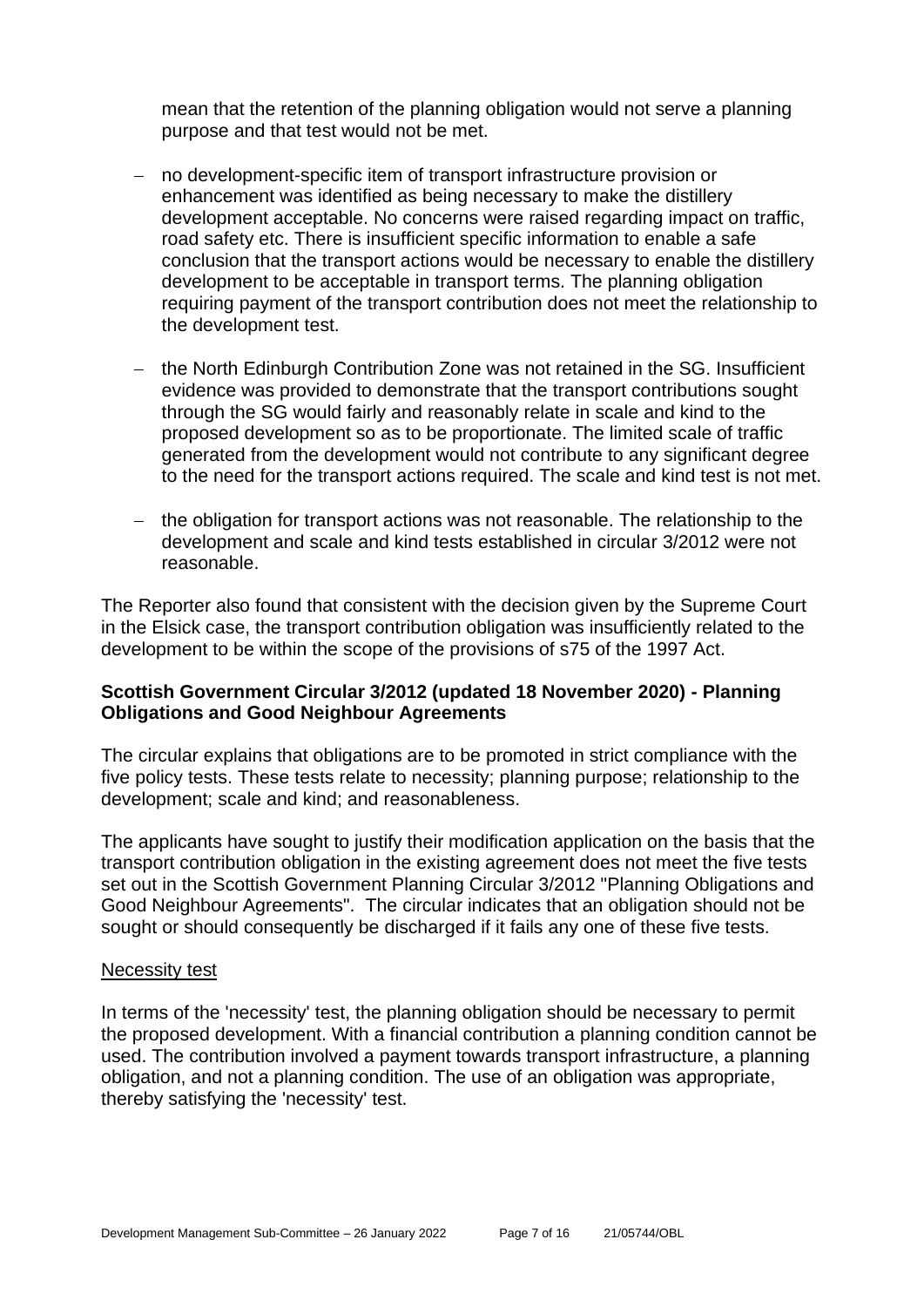mean that the retention of the planning obligation would not serve a planning purpose and that test would not be met.

- no development-specific item of transport infrastructure provision or enhancement was identified as being necessary to make the distillery development acceptable. No concerns were raised regarding impact on traffic, road safety etc. There is insufficient specific information to enable a safe conclusion that the transport actions would be necessary to enable the distillery development to be acceptable in transport terms. The planning obligation requiring payment of the transport contribution does not meet the relationship to the development test.

- the North Edinburgh Contribution Zone was not retained in the SG. Insufficient evidence was provided to demonstrate that the transport contributions sought through the SG would fairly and reasonably relate in scale and kind to the proposed development so as to be proportionate. The limited scale of traffic generated from the development would not contribute to any significant degree to the need for the transport actions required. The scale and kind test is not met.

- the obligation for transport actions was not reasonable. The relationship to the development and scale and kind tests established in circular 3/2012 were not reasonable.

The Reporter also found that consistent with the decision given by the Supreme Court in the Elsick case, the transport contribution obligation was insufficiently related to the development to be within the scope of the provisions of s75 of the 1997 Act.

### Scottish Government Circular 3/2012 (updated 18 November 2020) - Planning Obligations and Good Neighbour Agreements

The circular explains that obligations are to be promoted in strict compliance with the five policy tests. These tests relate to necessity; planning purpose; relationship to the development; scale and kind; and reasonableness.

The applicants have sought to justify their modification application on the basis that the transport contribution obligation in the existing agreement does not meet the five tests set out in the Scottish Government Planning Circular 3/2012 "Planning Obligations and Good Neighbour Agreements". The circular indicates that an obligation should not be sought or should consequently be discharged if it fails any one of these five tests.

<u>Necessity test</u>

In terms of the 'necessity' test, the planning obligation should be necessary to permit the proposed development. With a financial contribution a planning condition cannot be used. The contribution involved a payment towards transport infrastructure, a planning obligation, and not a planning condition. The use of an obligation was appropriate, thereby satisfying the 'necessity' test.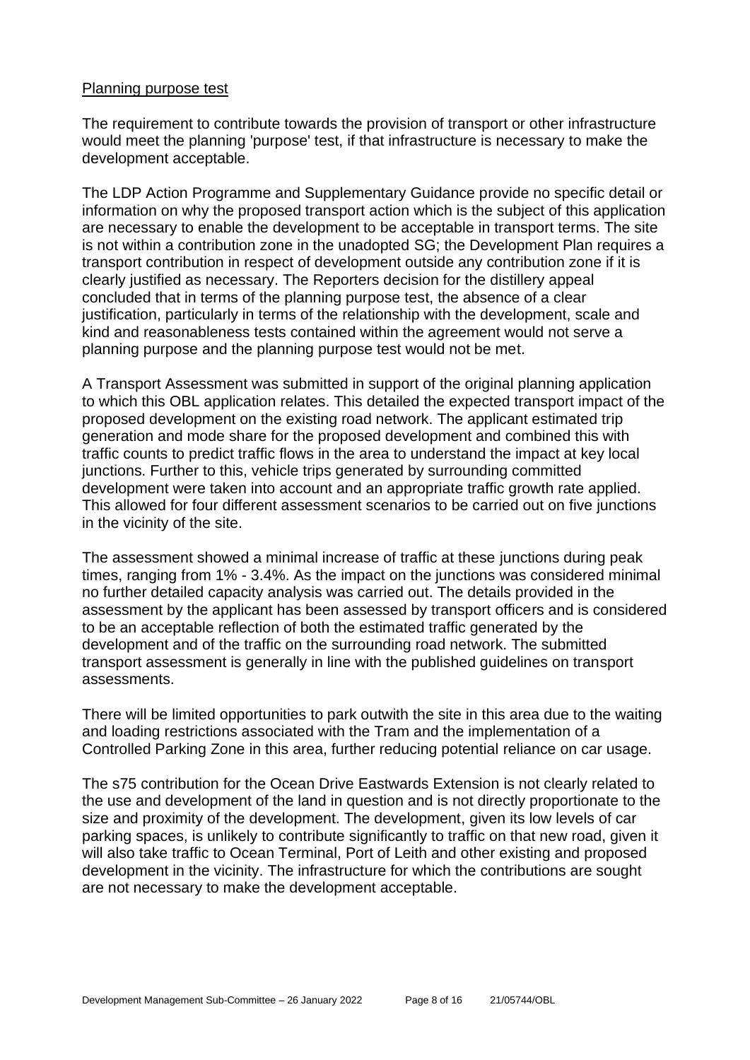Planning purpose test

The requirement to contribute towards the provision of transport or other infrastructure would meet the planning 'purpose' test, if that infrastructure is necessary to make the development acceptable.

The LDP Action Programme and Supplementary Guidance provide no specific detail or information on why the proposed transport action which is the subject of this application are necessary to enable the development to be acceptable in transport terms. The site is not within a contribution zone in the unadopted SG; the Development Plan requires a transport contribution in respect of development outside any contribution zone if it is clearly justified as necessary. The Reporters decision for the distillery appeal concluded that in terms of the planning purpose test, the absence of a clear justification, particularly in terms of the relationship with the development, scale and kind and reasonableness tests contained within the agreement would not serve a planning purpose and the planning purpose test would not be met.

A Transport Assessment was submitted in support of the original planning application to which this OBL application relates. This detailed the expected transport impact of the proposed development on the existing road network. The applicant estimated trip generation and mode share for the proposed development and combined this with traffic counts to predict traffic flows in the area to understand the impact at key local junctions. Further to this, vehicle trips generated by surrounding committed development were taken into account and an appropriate traffic growth rate applied. This allowed for four different assessment scenarios to be carried out on five junctions in the vicinity of the site.

The assessment showed a minimal increase of traffic at these junctions during peak times, ranging from 1% - 3.4%. As the impact on the junctions was considered minimal no further detailed capacity analysis was carried out. The details provided in the assessment by the applicant has been assessed by transport officers and is considered to be an acceptable reflection of both the estimated traffic generated by the development and of the traffic on the surrounding road network. The submitted transport assessment is generally in line with the published guidelines on transport assessments.

There will be limited opportunities to park outwith the site in this area due to the waiting and loading restrictions associated with the Tram and the implementation of a Controlled Parking Zone in this area, further reducing potential reliance on car usage.

The s75 contribution for the Ocean Drive Eastwards Extension is not clearly related to the use and development of the land in question and is not directly proportionate to the size and proximity of the development. The development, given its low levels of car parking spaces, is unlikely to contribute significantly to traffic on that new road, given it will also take traffic to Ocean Terminal, Port of Leith and other existing and proposed development in the vicinity. The infrastructure for which the contributions are sought are not necessary to make the development acceptable.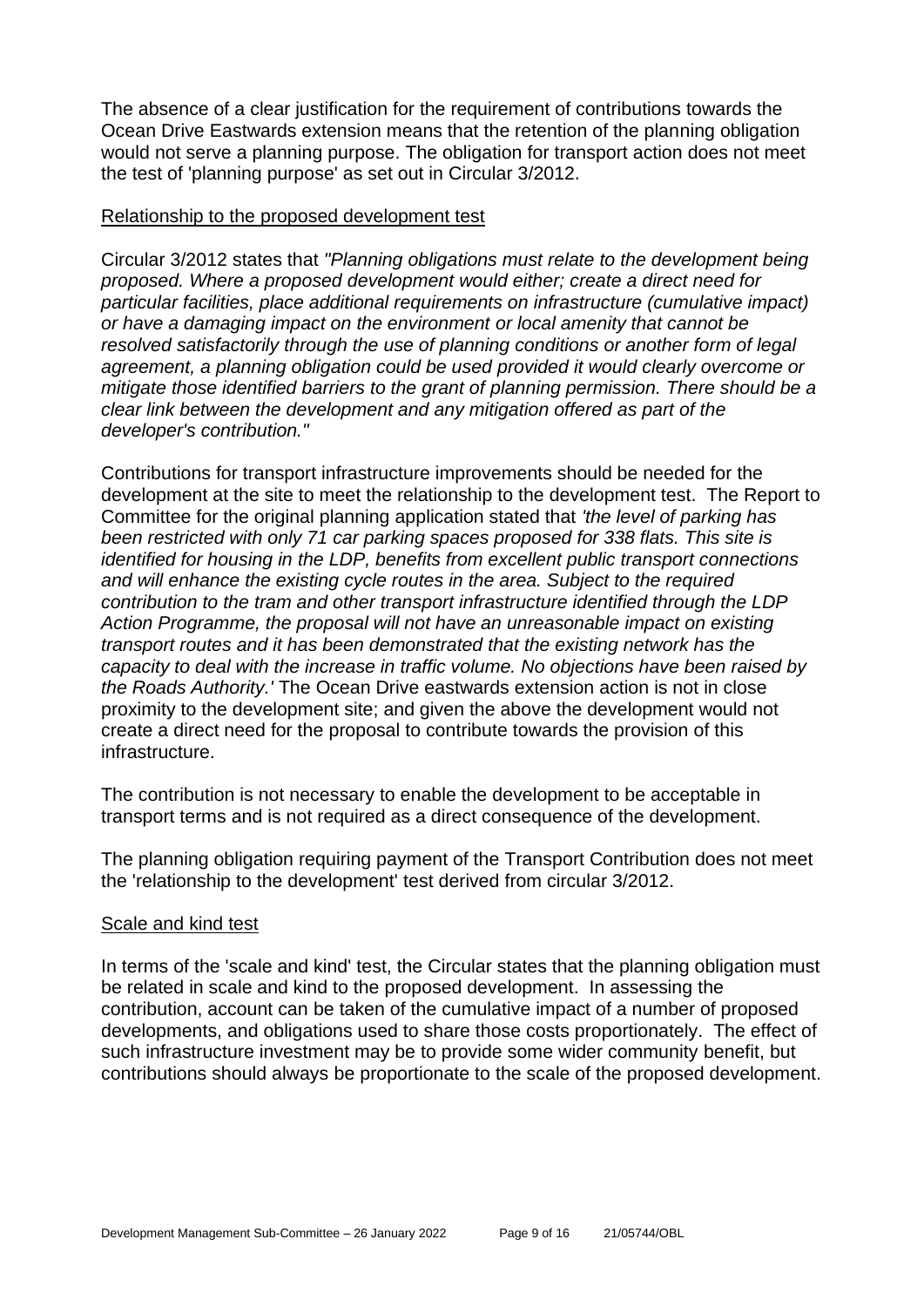The absence of a clear justification for the requirement of contributions towards the Ocean Drive Eastwards extension means that the retention of the planning obligation would not serve a planning purpose. The obligation for transport action does not meet the test of 'planning purpose' as set out in Circular 3/2012.

Relationship to the proposed development test

Circular 3/2012 states that *"Planning obligations must relate to the development being proposed. Where a proposed development would either; create a direct need for particular facilities, place additional requirements on infrastructure (cumulative impact) or have a damaging impact on the environment or local amenity that cannot be resolved satisfactorily through the use of planning conditions or another form of legal agreement, a planning obligation could be used provided it would clearly overcome or mitigate those identified barriers to the grant of planning permission. There should be a clear link between the development and any mitigation offered as part of the developer's contribution."*

Contributions for transport infrastructure improvements should be needed for the development at the site to meet the relationship to the development test. The Report to Committee for the original planning application stated that *'the level of parking has been restricted with only 71 car parking spaces proposed for 338 flats. This site is identified for housing in the LDP, benefits from excellent public transport connections and will enhance the existing cycle routes in the area. Subject to the required contribution to the tram and other transport infrastructure identified through the LDP Action Programme, the proposal will not have an unreasonable impact on existing transport routes and it has been demonstrated that the existing network has the capacity to deal with the increase in traffic volume. No objections have been raised by the Roads Authority.'* The Ocean Drive eastwards extension action is not in close proximity to the development site; and given the above the development would not create a direct need for the proposal to contribute towards the provision of this infrastructure.

The contribution is not necessary to enable the development to be acceptable in transport terms and is not required as a direct consequence of the development.

The planning obligation requiring payment of the Transport Contribution does not meet the 'relationship to the development' test derived from circular 3/2012.

Scale and kind test

In terms of the 'scale and kind' test, the Circular states that the planning obligation must be related in scale and kind to the proposed development. In assessing the contribution, account can be taken of the cumulative impact of a number of proposed developments, and obligations used to share those costs proportionately. The effect of such infrastructure investment may be to provide some wider community benefit, but contributions should always be proportionate to the scale of the proposed development.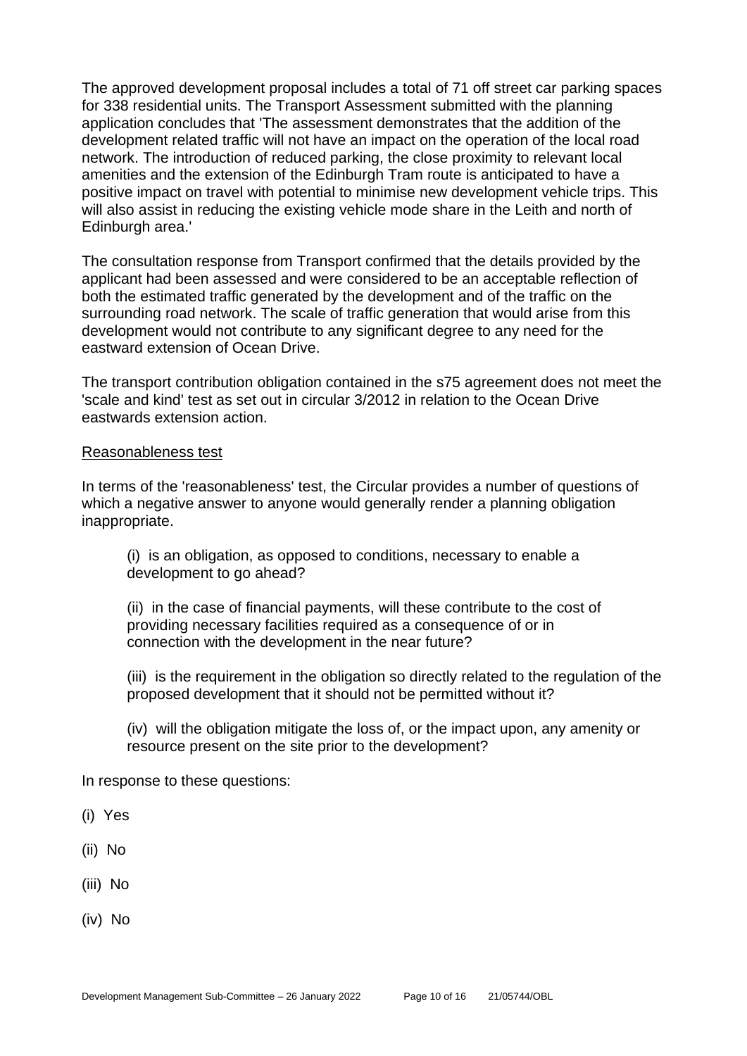The approved development proposal includes a total of 71 off street car parking spaces for 338 residential units. The Transport Assessment submitted with the planning application concludes that 'The assessment demonstrates that the addition of the development related traffic will not have an impact on the operation of the local road network. The introduction of reduced parking, the close proximity to relevant local amenities and the extension of the Edinburgh Tram route is anticipated to have a positive impact on travel with potential to minimise new development vehicle trips. This will also assist in reducing the existing vehicle mode share in the Leith and north of Edinburgh area.'

The consultation response from Transport confirmed that the details provided by the applicant had been assessed and were considered to be an acceptable reflection of both the estimated traffic generated by the development and of the traffic on the surrounding road network. The scale of traffic generation that would arise from this development would not contribute to any significant degree to any need for the eastward extension of Ocean Drive.

The transport contribution obligation contained in the s75 agreement does not meet the 'scale and kind' test as set out in circular 3/2012 in relation to the Ocean Drive eastwards extension action.

Reasonableness test

In terms of the 'reasonableness' test, the Circular provides a number of questions of which a negative answer to anyone would generally render a planning obligation inappropriate.

(i) is an obligation, as opposed to conditions, necessary to enable a development to go ahead?

(ii) in the case of financial payments, will these contribute to the cost of providing necessary facilities required as a consequence of or in connection with the development in the near future?

(iii) is the requirement in the obligation so directly related to the regulation of the proposed development that it should not be permitted without it?

(iv) will the obligation mitigate the loss of, or the impact upon, any amenity or resource present on the site prior to the development?

In response to these questions:

(i) Yes

(ii) No

(iii) No

(iv) No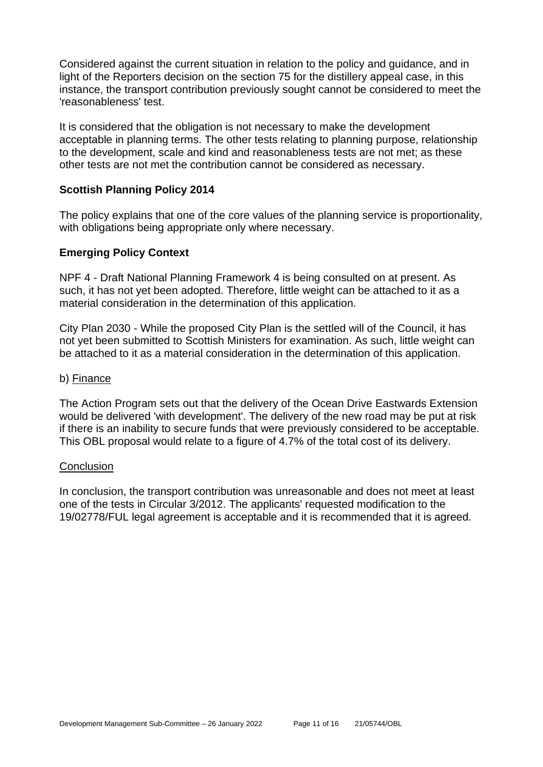Considered against the current situation in relation to the policy and guidance, and in light of the Reporters decision on the section 75 for the distillery appeal case, in this instance, the transport contribution previously sought cannot be considered to meet the 'reasonableness' test.

It is considered that the obligation is not necessary to make the development acceptable in planning terms. The other tests relating to planning purpose, relationship to the development, scale and kind and reasonableness tests are not met; as these other tests are not met the contribution cannot be considered as necessary.

**Scottish Planning Policy 2014**

The policy explains that one of the core values of the planning service is proportionality, with obligations being appropriate only where necessary.

**Emerging Policy Context**

NPF 4 - Draft National Planning Framework 4 is being consulted on at present. As such, it has not yet been adopted. Therefore, little weight can be attached to it as a material consideration in the determination of this application.

City Plan 2030 - While the proposed City Plan is the settled will of the Council, it has not yet been submitted to Scottish Ministers for examination. As such, little weight can be attached to it as a material consideration in the determination of this application.

b) Finance

The Action Program sets out that the delivery of the Ocean Drive Eastwards Extension would be delivered 'with development'. The delivery of the new road may be put at risk if there is an inability to secure funds that were previously considered to be acceptable. This OBL proposal would relate to a figure of 4.7% of the total cost of its delivery.

Conclusion

In conclusion, the transport contribution was unreasonable and does not meet at least one of the tests in Circular 3/2012. The applicants' requested modification to the 19/02778/FUL legal agreement is acceptable and it is recommended that it is agreed.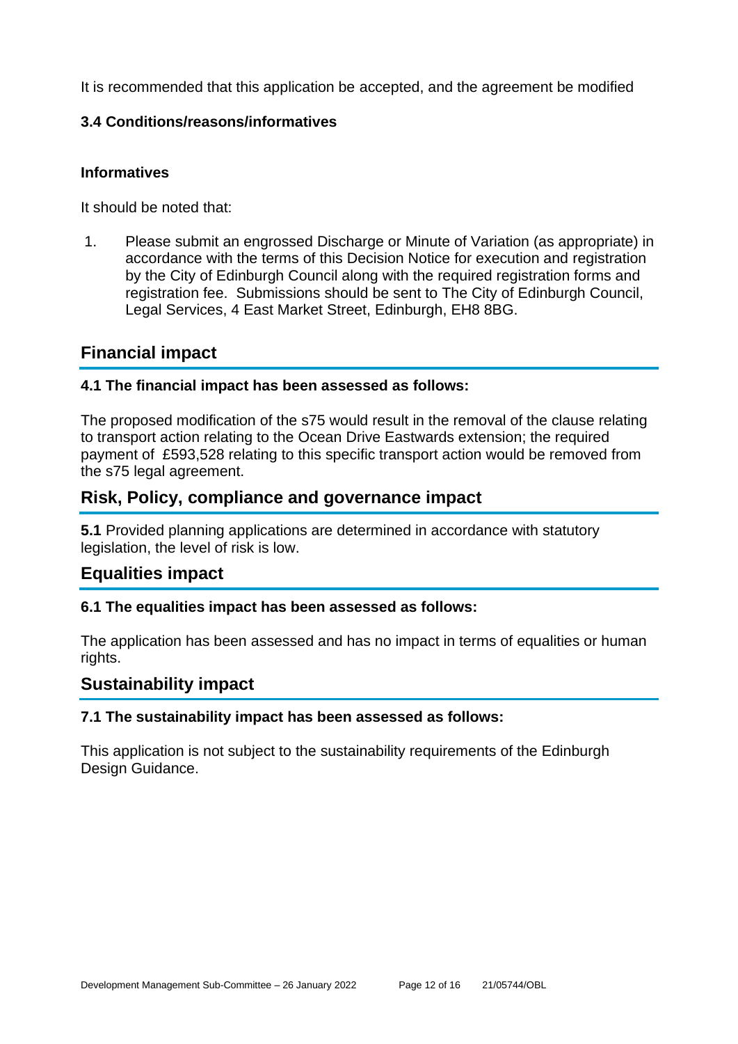It is recommended that this application be accepted, and the agreement be modified

### 3.4 Conditions/reasons/informatives

#### Informatives

It should be noted that:

1. Please submit an engrossed Discharge or Minute of Variation (as appropriate) in accordance with the terms of this Decision Notice for execution and registration by the City of Edinburgh Council along with the required registration forms and registration fee. Submissions should be sent to The City of Edinburgh Council, Legal Services, 4 East Market Street, Edinburgh, EH8 8BG.

## Financial impact

### 4.1 The financial impact has been assessed as follows:

The proposed modification of the s75 would result in the removal of the clause relating to transport action relating to the Ocean Drive Eastwards extension; the required payment of £593,528 relating to this specific transport action would be removed from the s75 legal agreement.

## Risk, Policy, compliance and governance impact

**5.1** Provided planning applications are determined in accordance with statutory legislation, the level of risk is low.

## Equalities impact

### 6.1 The equalities impact has been assessed as follows:

The application has been assessed and has no impact in terms of equalities or human rights.

## Sustainability impact

### 7.1 The sustainability impact has been assessed as follows:

This application is not subject to the sustainability requirements of the Edinburgh Design Guidance.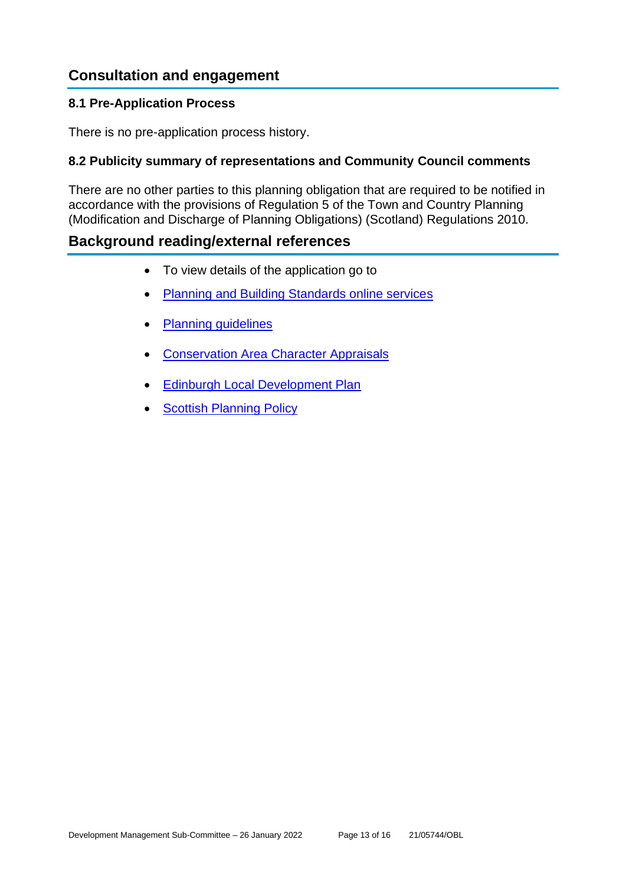## Consultation and engagement

### 8.1 Pre-Application Process

There is no pre-application process history.

### 8.2 Publicity summary of representations and Community Council comments

There are no other parties to this planning obligation that are required to be notified in accordance with the provisions of Regulation 5 of the Town and Country Planning (Modification and Discharge of Planning Obligations) (Scotland) Regulations 2010.

## Background reading/external references

- To view details of the application go to
- Planning and Building Standards online services
- Planning guidelines
- Conservation Area Character Appraisals
- Edinburgh Local Development Plan
- Scottish Planning Policy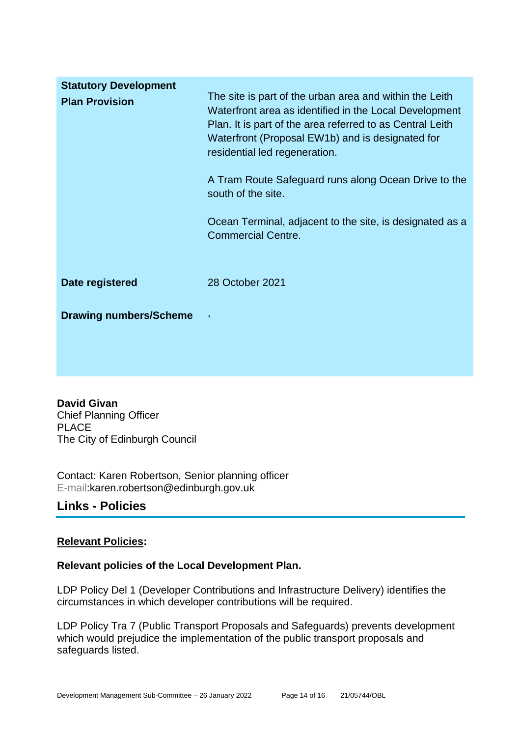| | |
|---|---|
| **Statutory Development Plan Provision** | The site is part of the urban area and within the Leith Waterfront area as identified in the Local Development Plan. It is part of the area referred to as Central Leith Waterfront (Proposal EW1b) and is designated for residential led regeneration.<br><br>A Tram Route Safeguard runs along Ocean Drive to the south of the site.<br><br>Ocean Terminal, adjacent to the site, is designated as a Commercial Centre. |
| **Date registered** | 28 October 2021 |
| **Drawing numbers/Scheme** | , |

**David Givan**
Chief Planning Officer
PLACE
The City of Edinburgh Council

Contact: Karen Robertson, Senior planning officer
E-mail:karen.robertson@edinburgh.gov.uk

## Links - Policies

**Relevant Policies:**

**Relevant policies of the Local Development Plan.**

LDP Policy Del 1 (Developer Contributions and Infrastructure Delivery) identifies the circumstances in which developer contributions will be required.

LDP Policy Tra 7 (Public Transport Proposals and Safeguards) prevents development which would prejudice the implementation of the public transport proposals and safeguards listed.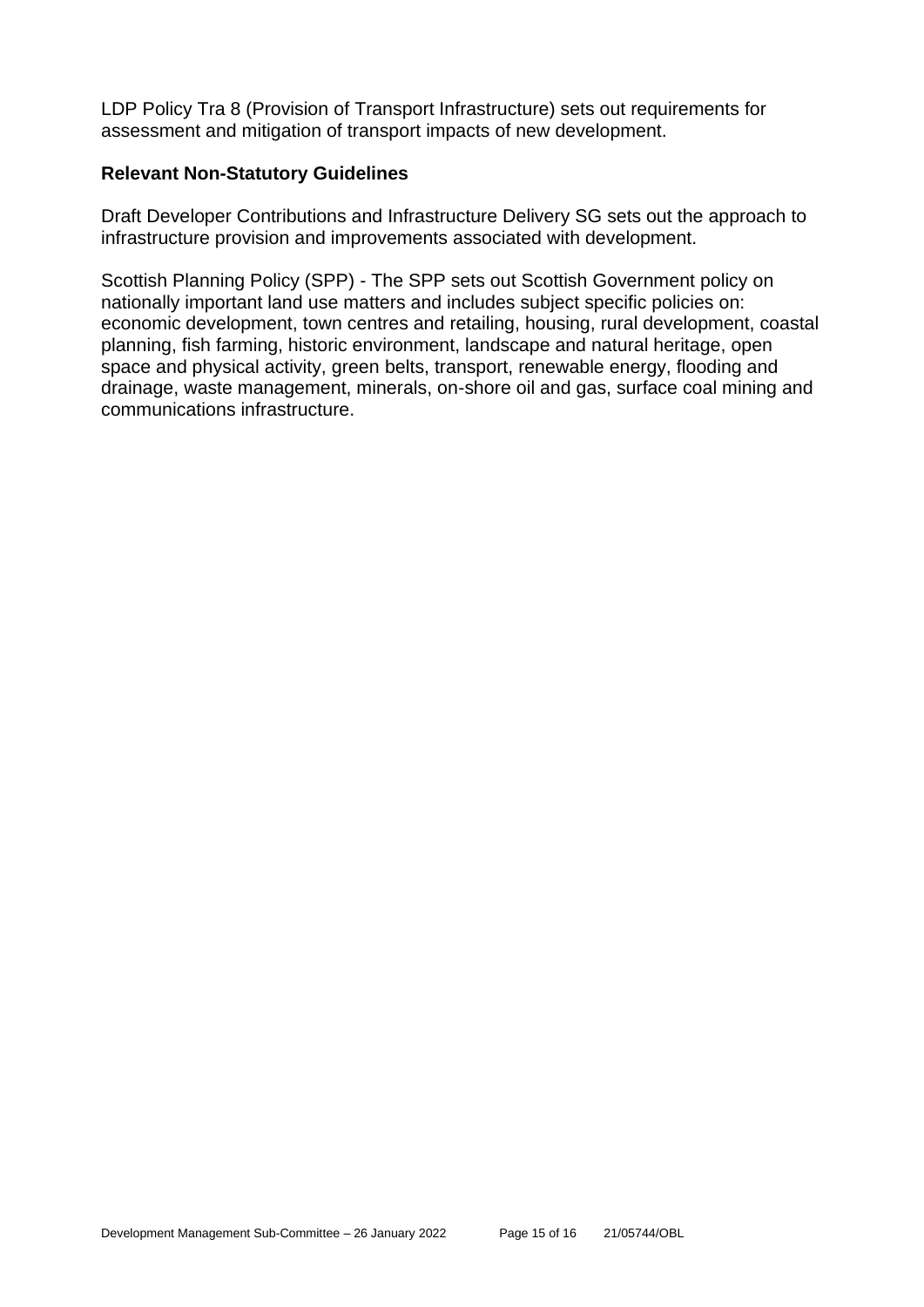LDP Policy Tra 8 (Provision of Transport Infrastructure) sets out requirements for assessment and mitigation of transport impacts of new development.

**Relevant Non-Statutory Guidelines**

Draft Developer Contributions and Infrastructure Delivery SG sets out the approach to infrastructure provision and improvements associated with development.

Scottish Planning Policy (SPP) - The SPP sets out Scottish Government policy on nationally important land use matters and includes subject specific policies on: economic development, town centres and retailing, housing, rural development, coastal planning, fish farming, historic environment, landscape and natural heritage, open space and physical activity, green belts, transport, renewable energy, flooding and drainage, waste management, minerals, on-shore oil and gas, surface coal mining and communications infrastructure.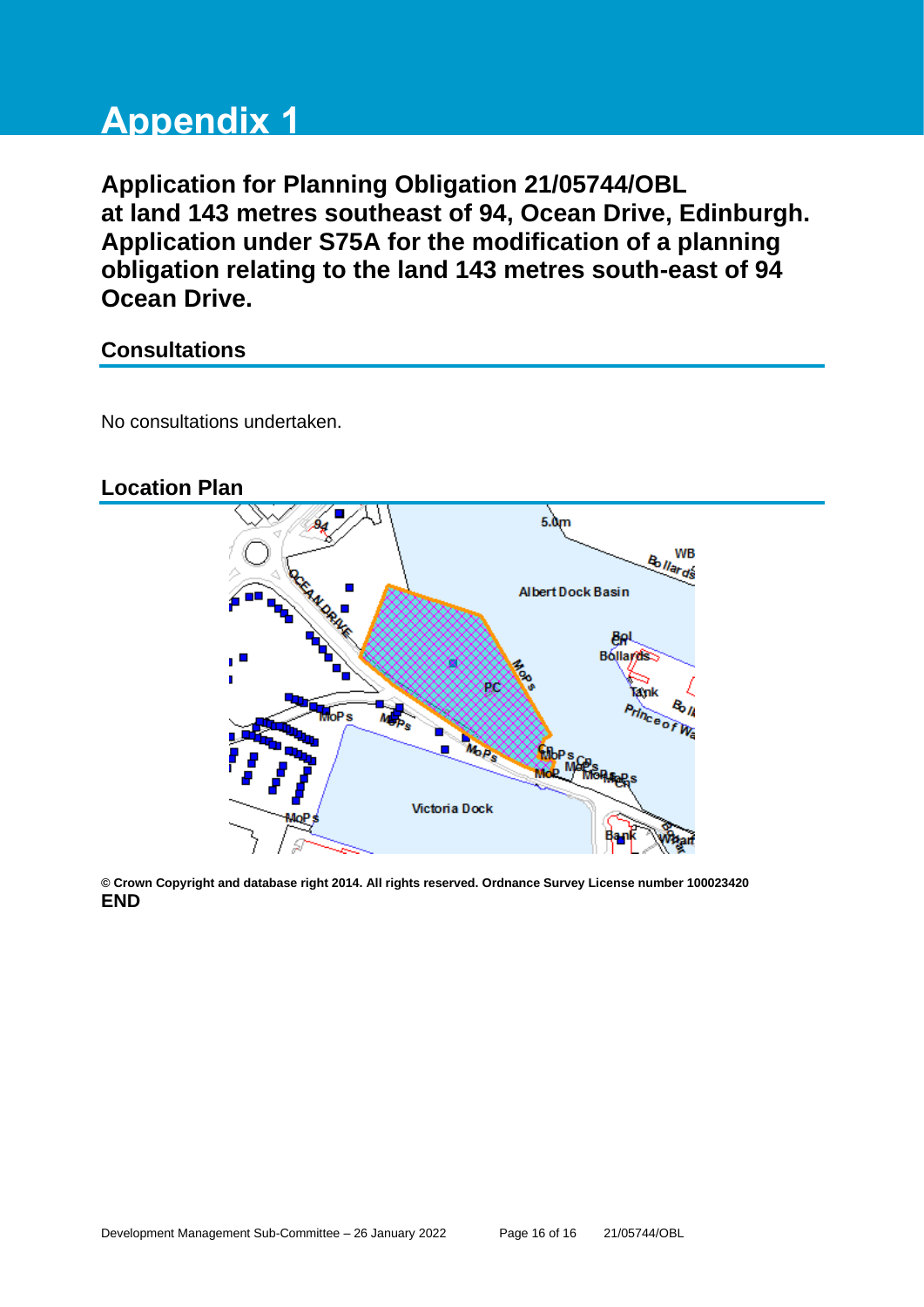# Appendix 1

**Application for Planning Obligation 21/05744/OBL at land 143 metres southeast of 94, Ocean Drive, Edinburgh. Application under S75A for the modification of a planning obligation relating to the land 143 metres south-east of 94 Ocean Drive.**

## Consultations

No consultations undertaken.

## Location Plan

**© Crown Copyright and database right 2014. All rights reserved. Ordnance Survey License number 100023420**

**END**